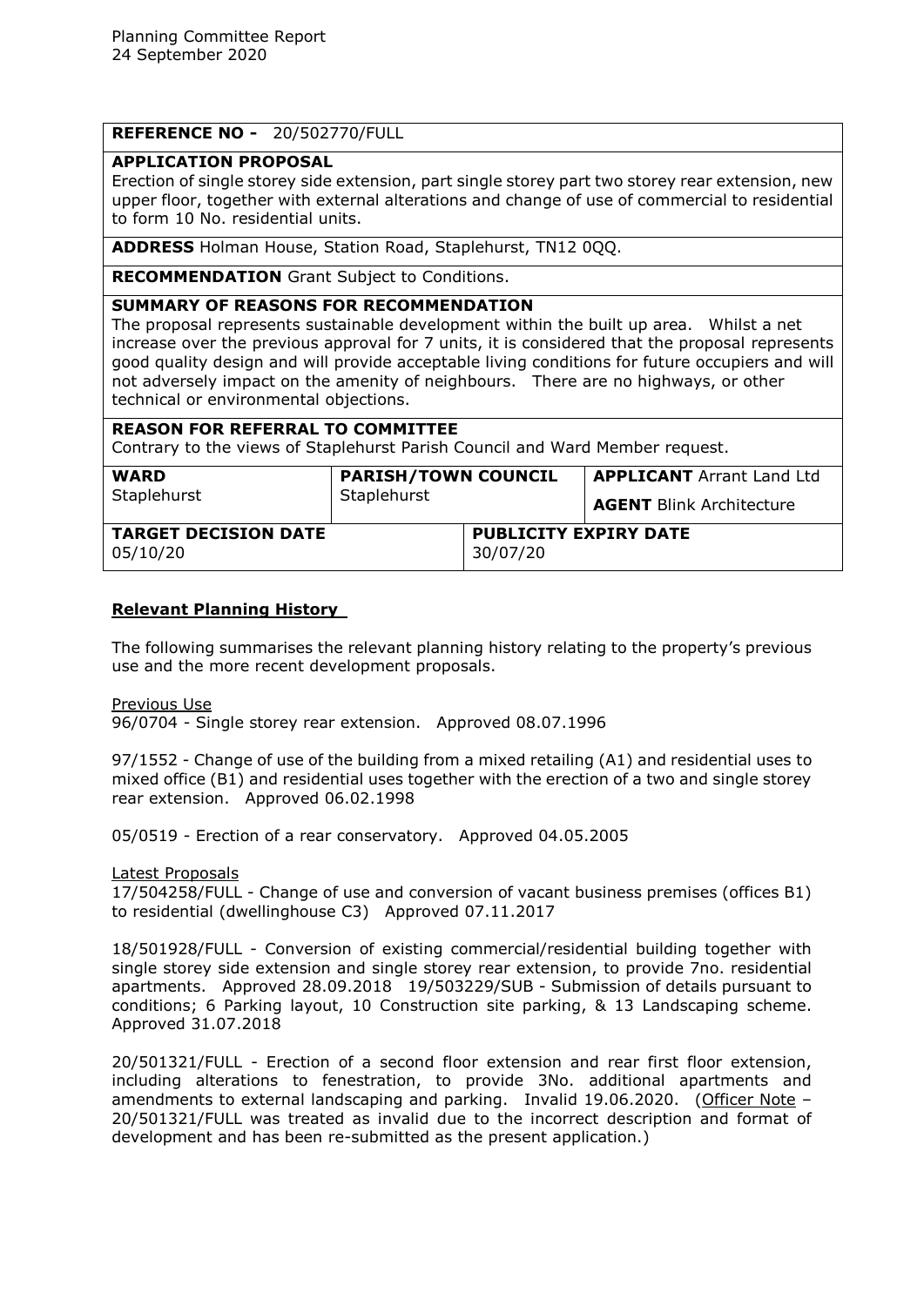Planning Committee Report
24 September 2020

| **REFERENCE NO -** 20/502770/FULL | | | |
|---|---|---|---|
| **APPLICATION PROPOSAL**<br>Erection of single storey side extension, part single storey part two storey rear extension, new upper floor, together with external alterations and change of use of commercial to residential to form 10 No. residential units. | | | |
| **ADDRESS** Holman House, Station Road, Staplehurst, TN12 0QQ. | | | |
| **RECOMMENDATION** Grant Subject to Conditions. | | | |
| **SUMMARY OF REASONS FOR RECOMMENDATION**<br>The proposal represents sustainable development within the built up area. Whilst a net increase over the previous approval for 7 units, it is considered that the proposal represents good quality design and will provide acceptable living conditions for future occupiers and will not adversely impact on the amenity of neighbours. There are no highways, or other technical or environmental objections. | | | |
| **REASON FOR REFERRAL TO COMMITTEE**<br>Contrary to the views of Staplehurst Parish Council and Ward Member request. | | | |
| **WARD**<br>Staplehurst | **PARISH/TOWN COUNCIL**<br>Staplehurst | | **APPLICANT** Arrant Land Ltd<br>**AGENT** Blink Architecture |
| **TARGET DECISION DATE**<br>05/10/20 | | **PUBLICITY EXPIRY DATE**<br>30/07/20 | |

## Relevant Planning History

The following summarises the relevant planning history relating to the property's previous use and the more recent development proposals.

Previous Use

96/0704 - Single storey rear extension. Approved 08.07.1996

97/1552 - Change of use of the building from a mixed retailing (A1) and residential uses to mixed office (B1) and residential uses together with the erection of a two and single storey rear extension. Approved 06.02.1998

05/0519 - Erection of a rear conservatory. Approved 04.05.2005

Latest Proposals

17/504258/FULL - Change of use and conversion of vacant business premises (offices B1) to residential (dwellinghouse C3) Approved 07.11.2017

18/501928/FULL - Conversion of existing commercial/residential building together with single storey side extension and single storey rear extension, to provide 7no. residential apartments. Approved 28.09.2018 19/503229/SUB - Submission of details pursuant to conditions; 6 Parking layout, 10 Construction site parking, & 13 Landscaping scheme. Approved 31.07.2018

20/501321/FULL - Erection of a second floor extension and rear first floor extension, including alterations to fenestration, to provide 3No. additional apartments and amendments to external landscaping and parking. Invalid 19.06.2020. (Officer Note – 20/501321/FULL was treated as invalid due to the incorrect description and format of development and has been re-submitted as the present application.)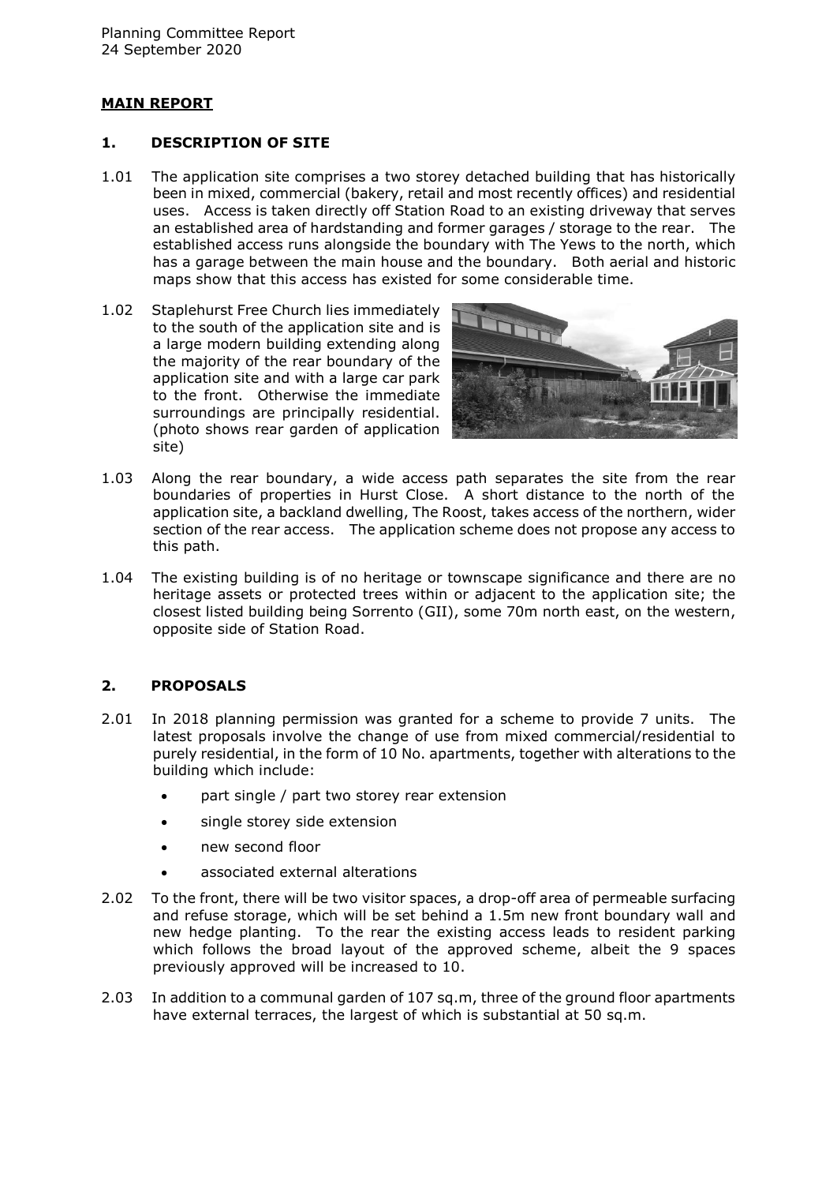## MAIN REPORT

### 1. DESCRIPTION OF SITE

1.01 The application site comprises a two storey detached building that has historically been in mixed, commercial (bakery, retail and most recently offices) and residential uses. Access is taken directly off Station Road to an existing driveway that serves an established area of hardstanding and former garages / storage to the rear. The established access runs alongside the boundary with The Yews to the north, which has a garage between the main house and the boundary. Both aerial and historic maps show that this access has existed for some considerable time.

1.02 Staplehurst Free Church lies immediately to the south of the application site and is a large modern building extending along the majority of the rear boundary of the application site and with a large car park to the front. Otherwise the immediate surroundings are principally residential. (photo shows rear garden of application site)

1.03 Along the rear boundary, a wide access path separates the site from the rear boundaries of properties in Hurst Close. A short distance to the north of the application site, a backland dwelling, The Roost, takes access of the northern, wider section of the rear access. The application scheme does not propose any access to this path.

1.04 The existing building is of no heritage or townscape significance and there are no heritage assets or protected trees within or adjacent to the application site; the closest listed building being Sorrento (GII), some 70m north east, on the western, opposite side of Station Road.

### 2. PROPOSALS

2.01 In 2018 planning permission was granted for a scheme to provide 7 units. The latest proposals involve the change of use from mixed commercial/residential to purely residential, in the form of 10 No. apartments, together with alterations to the building which include:

- part single / part two storey rear extension
- single storey side extension
- new second floor
- associated external alterations

2.02 To the front, there will be two visitor spaces, a drop-off area of permeable surfacing and refuse storage, which will be set behind a 1.5m new front boundary wall and new hedge planting. To the rear the existing access leads to resident parking which follows the broad layout of the approved scheme, albeit the 9 spaces previously approved will be increased to 10.

2.03 In addition to a communal garden of 107 sq.m, three of the ground floor apartments have external terraces, the largest of which is substantial at 50 sq.m.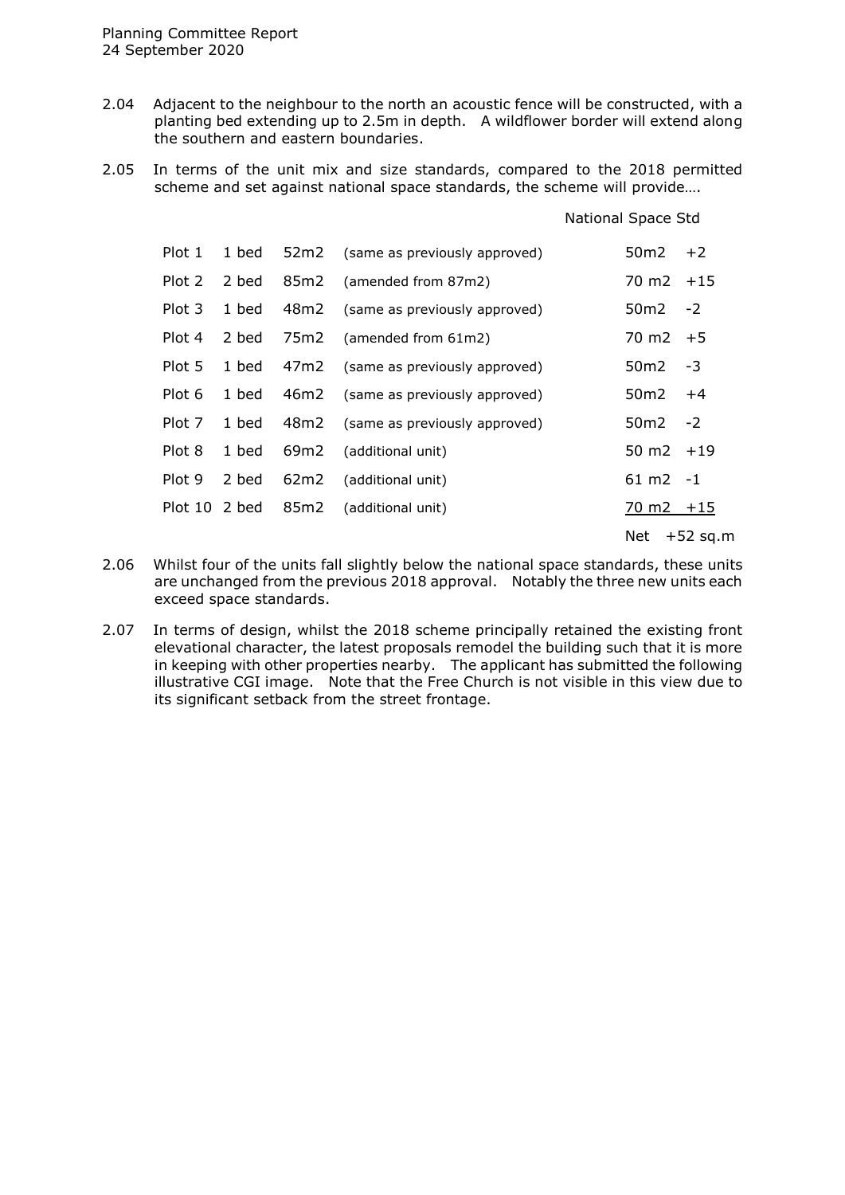2.04 Adjacent to the neighbour to the north an acoustic fence will be constructed, with a planting bed extending up to 2.5m in depth. A wildflower border will extend along the southern and eastern boundaries.

2.05 In terms of the unit mix and size standards, compared to the 2018 permitted scheme and set against national space standards, the scheme will provide….

| Plot | Beds | Size | Note | National Space Std | |
|---|---|---|---|---|---|
| Plot 1 | 1 bed | 52m2 | (same as previously approved) | 50m2 | +2 |
| Plot 2 | 2 bed | 85m2 | (amended from 87m2) | 70 m2 | +15 |
| Plot 3 | 1 bed | 48m2 | (same as previously approved) | 50m2 | -2 |
| Plot 4 | 2 bed | 75m2 | (amended from 61m2) | 70 m2 | +5 |
| Plot 5 | 1 bed | 47m2 | (same as previously approved) | 50m2 | -3 |
| Plot 6 | 1 bed | 46m2 | (same as previously approved) | 50m2 | +4 |
| Plot 7 | 1 bed | 48m2 | (same as previously approved) | 50m2 | -2 |
| Plot 8 | 1 bed | 69m2 | (additional unit) | 50 m2 | +19 |
| Plot 9 | 2 bed | 62m2 | (additional unit) | 61 m2 | -1 |
| Plot 10 | 2 bed | 85m2 | (additional unit) | 70 m2 | +15 |
| | | | | Net | +52 sq.m |

2.06 Whilst four of the units fall slightly below the national space standards, these units are unchanged from the previous 2018 approval. Notably the three new units each exceed space standards.

2.07 In terms of design, whilst the 2018 scheme principally retained the existing front elevational character, the latest proposals remodel the building such that it is more in keeping with other properties nearby. The applicant has submitted the following illustrative CGI image. Note that the Free Church is not visible in this view due to its significant setback from the street frontage.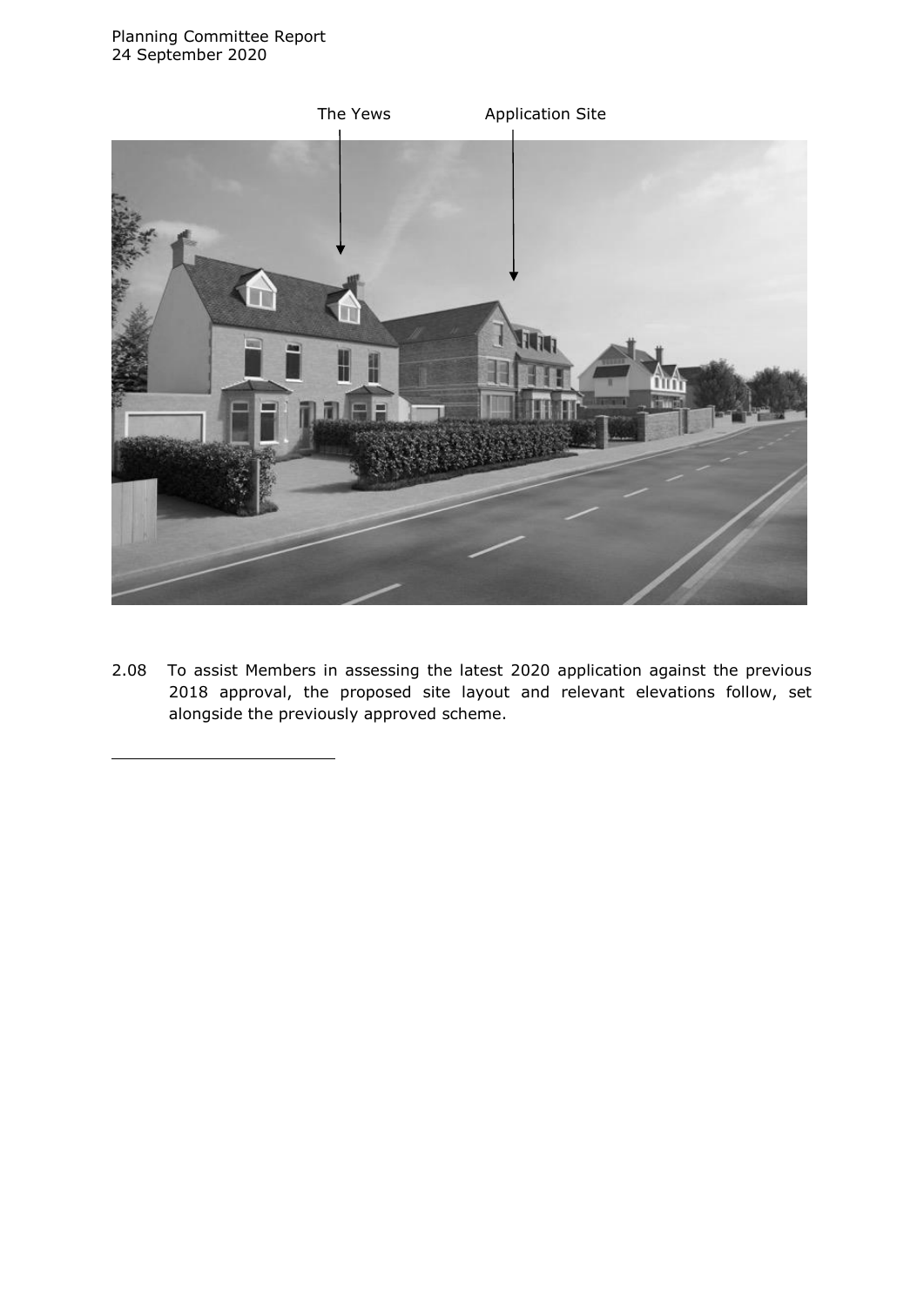The Yews Application Site

2.08 To assist Members in assessing the latest 2020 application against the previous 2018 approval, the proposed site layout and relevant elevations follow, set alongside the previously approved scheme.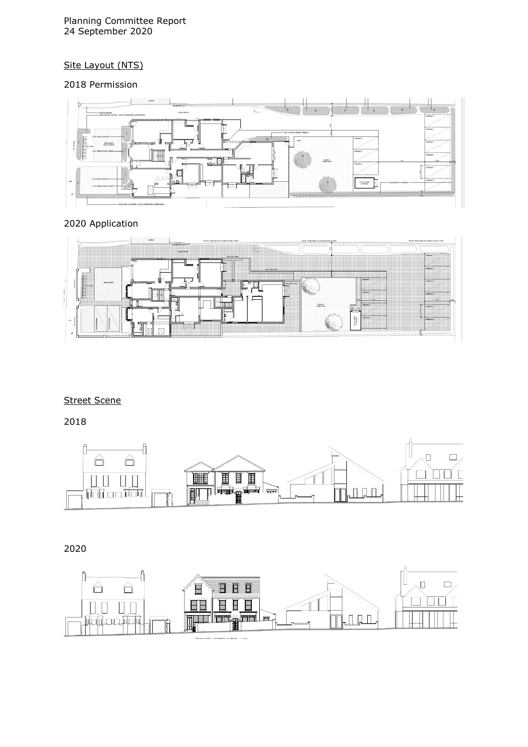Site Layout (NTS)

2018 Permission

2020 Application

Street Scene

2018

2020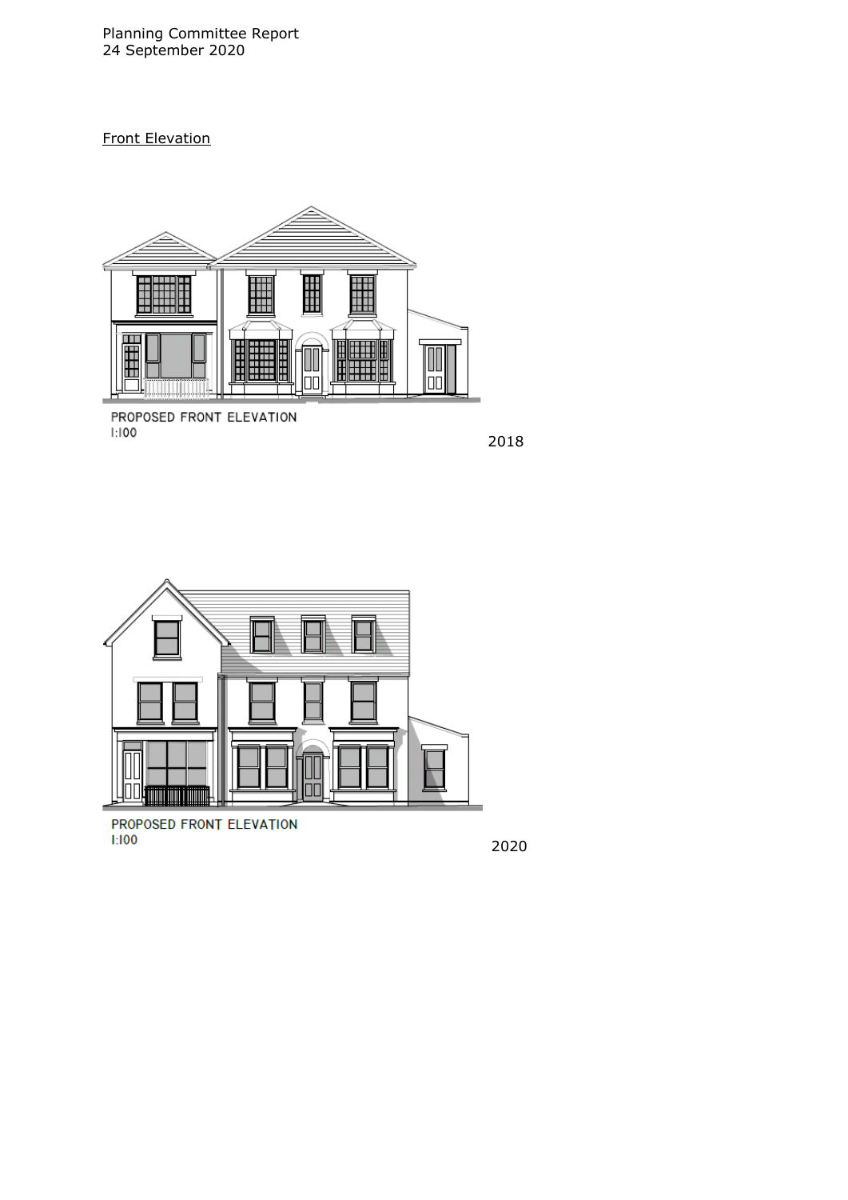Front Elevation

PROPOSED FRONT ELEVATION
1:100

2018

PROPOSED FRONT ELEVATION
1:100

2020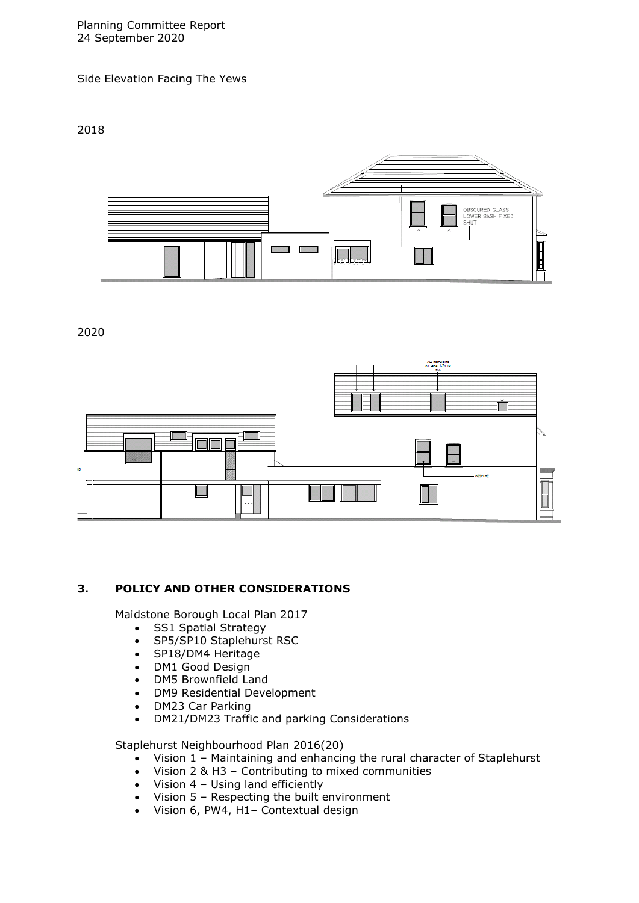Side Elevation Facing The Yews

2018

2020

## 3. POLICY AND OTHER CONSIDERATIONS

Maidstone Borough Local Plan 2017

- SS1 Spatial Strategy
- SP5/SP10 Staplehurst RSC
- SP18/DM4 Heritage
- DM1 Good Design
- DM5 Brownfield Land
- DM9 Residential Development
- DM23 Car Parking
- DM21/DM23 Traffic and parking Considerations

Staplehurst Neighbourhood Plan 2016(20)

- Vision 1 – Maintaining and enhancing the rural character of Staplehurst
- Vision 2 & H3 – Contributing to mixed communities
- Vision 4 – Using land efficiently
- Vision 5 – Respecting the built environment
- Vision 6, PW4, H1– Contextual design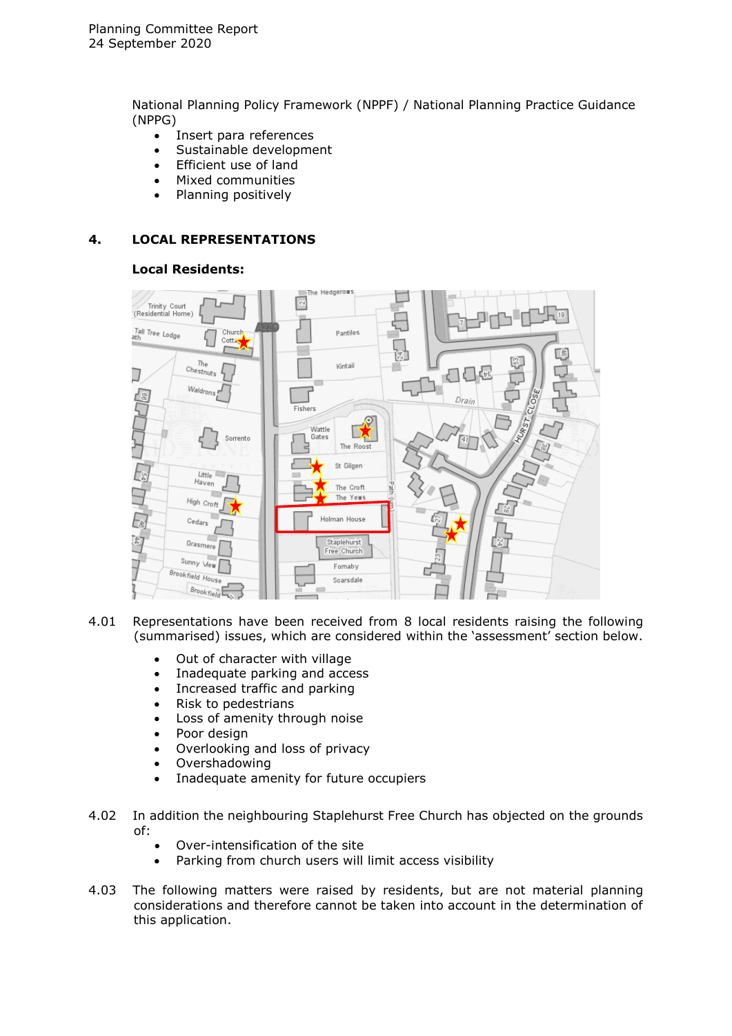National Planning Policy Framework (NPPF) / National Planning Practice Guidance (NPPG)

- Insert para references
- Sustainable development
- Efficient use of land
- Mixed communities
- Planning positively

## 4. LOCAL REPRESENTATIONS

**Local Residents:**

4.01 Representations have been received from 8 local residents raising the following (summarised) issues, which are considered within the 'assessment' section below.

- Out of character with village
- Inadequate parking and access
- Increased traffic and parking
- Risk to pedestrians
- Loss of amenity through noise
- Poor design
- Overlooking and loss of privacy
- Overshadowing
- Inadequate amenity for future occupiers

4.02 In addition the neighbouring Staplehurst Free Church has objected on the grounds of:

- Over-intensification of the site
- Parking from church users will limit access visibility

4.03 The following matters were raised by residents, but are not material planning considerations and therefore cannot be taken into account in the determination of this application.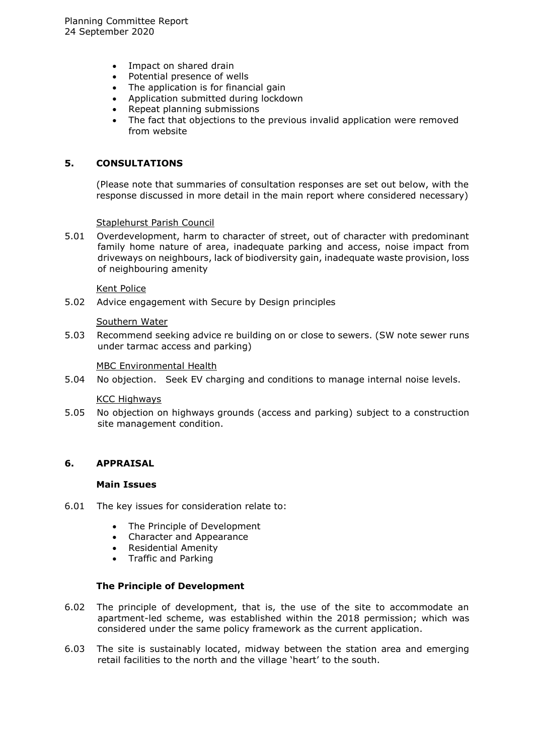- Impact on shared drain
- Potential presence of wells
- The application is for financial gain
- Application submitted during lockdown
- Repeat planning submissions
- The fact that objections to the previous invalid application were removed from website

## 5. CONSULTATIONS

(Please note that summaries of consultation responses are set out below, with the response discussed in more detail in the main report where considered necessary)

Staplehurst Parish Council

5.01 Overdevelopment, harm to character of street, out of character with predominant family home nature of area, inadequate parking and access, noise impact from driveways on neighbours, lack of biodiversity gain, inadequate waste provision, loss of neighbouring amenity

Kent Police

5.02 Advice engagement with Secure by Design principles

Southern Water

5.03 Recommend seeking advice re building on or close to sewers. (SW note sewer runs under tarmac access and parking)

MBC Environmental Health

5.04 No objection. Seek EV charging and conditions to manage internal noise levels.

KCC Highways

5.05 No objection on highways grounds (access and parking) subject to a construction site management condition.

## 6. APPRAISAL

**Main Issues**

6.01 The key issues for consideration relate to:

- The Principle of Development
- Character and Appearance
- Residential Amenity
- Traffic and Parking

**The Principle of Development**

6.02 The principle of development, that is, the use of the site to accommodate an apartment-led scheme, was established within the 2018 permission; which was considered under the same policy framework as the current application.

6.03 The site is sustainably located, midway between the station area and emerging retail facilities to the north and the village 'heart' to the south.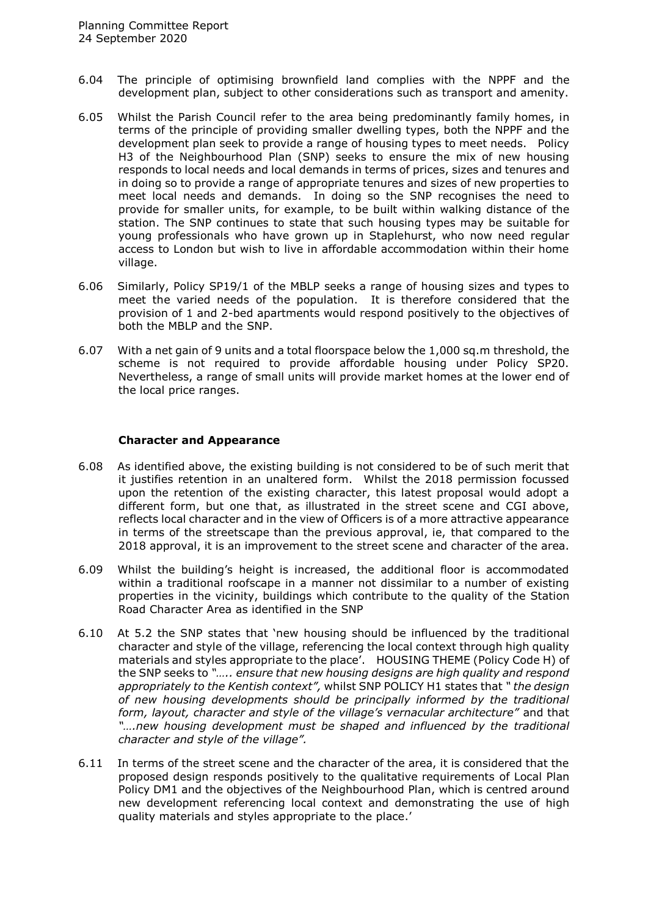6.04 The principle of optimising brownfield land complies with the NPPF and the development plan, subject to other considerations such as transport and amenity.

6.05 Whilst the Parish Council refer to the area being predominantly family homes, in terms of the principle of providing smaller dwelling types, both the NPPF and the development plan seek to provide a range of housing types to meet needs. Policy H3 of the Neighbourhood Plan (SNP) seeks to ensure the mix of new housing responds to local needs and local demands in terms of prices, sizes and tenures and in doing so to provide a range of appropriate tenures and sizes of new properties to meet local needs and demands. In doing so the SNP recognises the need to provide for smaller units, for example, to be built within walking distance of the station. The SNP continues to state that such housing types may be suitable for young professionals who have grown up in Staplehurst, who now need regular access to London but wish to live in affordable accommodation within their home village.

6.06 Similarly, Policy SP19/1 of the MBLP seeks a range of housing sizes and types to meet the varied needs of the population. It is therefore considered that the provision of 1 and 2-bed apartments would respond positively to the objectives of both the MBLP and the SNP.

6.07 With a net gain of 9 units and a total floorspace below the 1,000 sq.m threshold, the scheme is not required to provide affordable housing under Policy SP20. Nevertheless, a range of small units will provide market homes at the lower end of the local price ranges.

**Character and Appearance**

6.08 As identified above, the existing building is not considered to be of such merit that it justifies retention in an unaltered form. Whilst the 2018 permission focussed upon the retention of the existing character, this latest proposal would adopt a different form, but one that, as illustrated in the street scene and CGI above, reflects local character and in the view of Officers is of a more attractive appearance in terms of the streetscape than the previous approval, ie, that compared to the 2018 approval, it is an improvement to the street scene and character of the area.

6.09 Whilst the building's height is increased, the additional floor is accommodated within a traditional roofscape in a manner not dissimilar to a number of existing properties in the vicinity, buildings which contribute to the quality of the Station Road Character Area as identified in the SNP

6.10 At 5.2 the SNP states that 'new housing should be influenced by the traditional character and style of the village, referencing the local context through high quality materials and styles appropriate to the place'. HOUSING THEME (Policy Code H) of the SNP seeks to *"….. ensure that new housing designs are high quality and respond appropriately to the Kentish context",* whilst SNP POLICY H1 states that *" the design of new housing developments should be principally informed by the traditional form, layout, character and style of the village's vernacular architecture"* and that *"….new housing development must be shaped and influenced by the traditional character and style of the village".*

6.11 In terms of the street scene and the character of the area, it is considered that the proposed design responds positively to the qualitative requirements of Local Plan Policy DM1 and the objectives of the Neighbourhood Plan, which is centred around new development referencing local context and demonstrating the use of high quality materials and styles appropriate to the place.'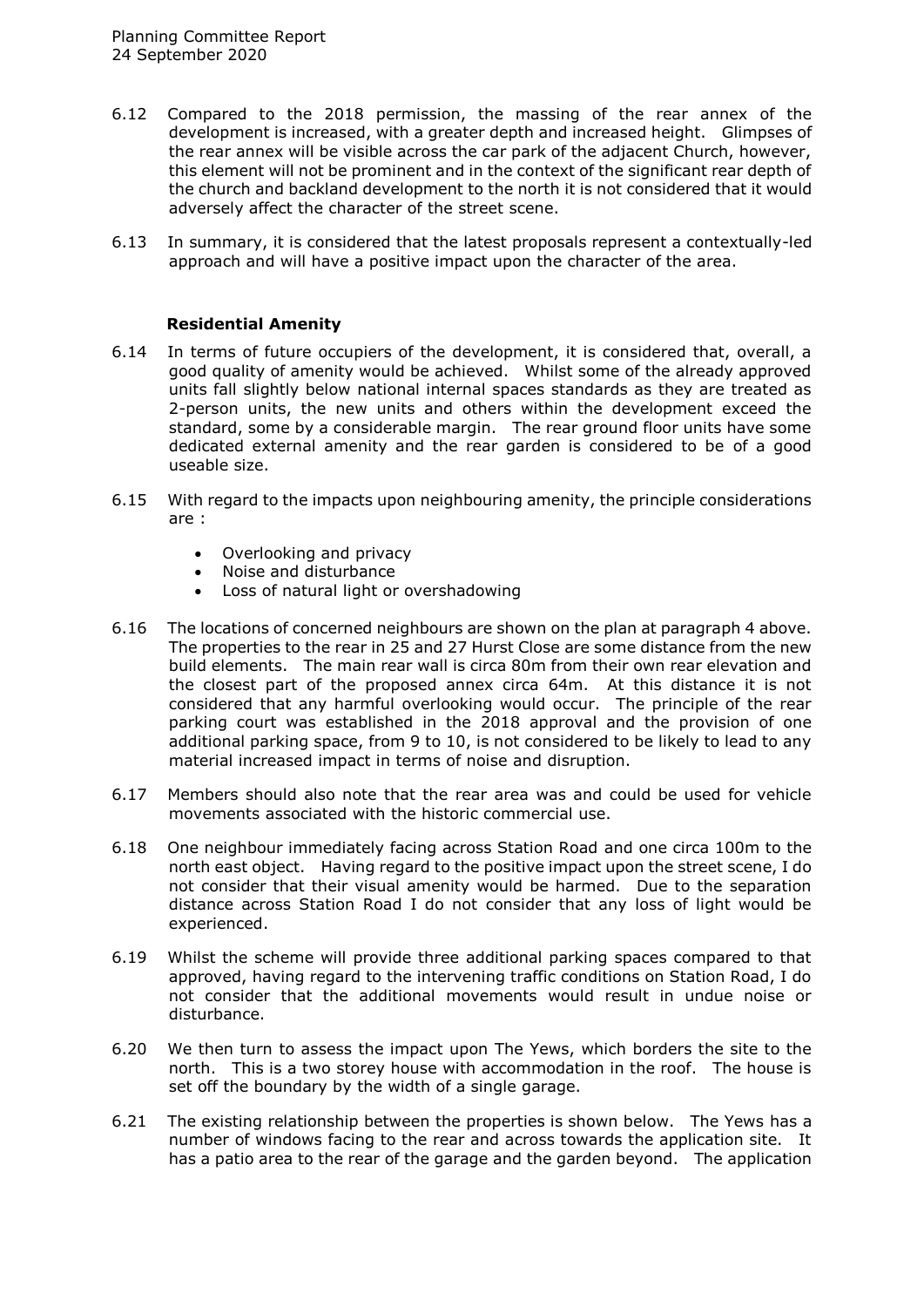6.12 Compared to the 2018 permission, the massing of the rear annex of the development is increased, with a greater depth and increased height. Glimpses of the rear annex will be visible across the car park of the adjacent Church, however, this element will not be prominent and in the context of the significant rear depth of the church and backland development to the north it is not considered that it would adversely affect the character of the street scene.

6.13 In summary, it is considered that the latest proposals represent a contextually-led approach and will have a positive impact upon the character of the area.

**Residential Amenity**

6.14 In terms of future occupiers of the development, it is considered that, overall, a good quality of amenity would be achieved. Whilst some of the already approved units fall slightly below national internal spaces standards as they are treated as 2-person units, the new units and others within the development exceed the standard, some by a considerable margin. The rear ground floor units have some dedicated external amenity and the rear garden is considered to be of a good useable size.

6.15 With regard to the impacts upon neighbouring amenity, the principle considerations are :

- Overlooking and privacy
- Noise and disturbance
- Loss of natural light or overshadowing

6.16 The locations of concerned neighbours are shown on the plan at paragraph 4 above. The properties to the rear in 25 and 27 Hurst Close are some distance from the new build elements. The main rear wall is circa 80m from their own rear elevation and the closest part of the proposed annex circa 64m. At this distance it is not considered that any harmful overlooking would occur. The principle of the rear parking court was established in the 2018 approval and the provision of one additional parking space, from 9 to 10, is not considered to be likely to lead to any material increased impact in terms of noise and disruption.

6.17 Members should also note that the rear area was and could be used for vehicle movements associated with the historic commercial use.

6.18 One neighbour immediately facing across Station Road and one circa 100m to the north east object. Having regard to the positive impact upon the street scene, I do not consider that their visual amenity would be harmed. Due to the separation distance across Station Road I do not consider that any loss of light would be experienced.

6.19 Whilst the scheme will provide three additional parking spaces compared to that approved, having regard to the intervening traffic conditions on Station Road, I do not consider that the additional movements would result in undue noise or disturbance.

6.20 We then turn to assess the impact upon The Yews, which borders the site to the north. This is a two storey house with accommodation in the roof. The house is set off the boundary by the width of a single garage.

6.21 The existing relationship between the properties is shown below. The Yews has a number of windows facing to the rear and across towards the application site. It has a patio area to the rear of the garage and the garden beyond. The application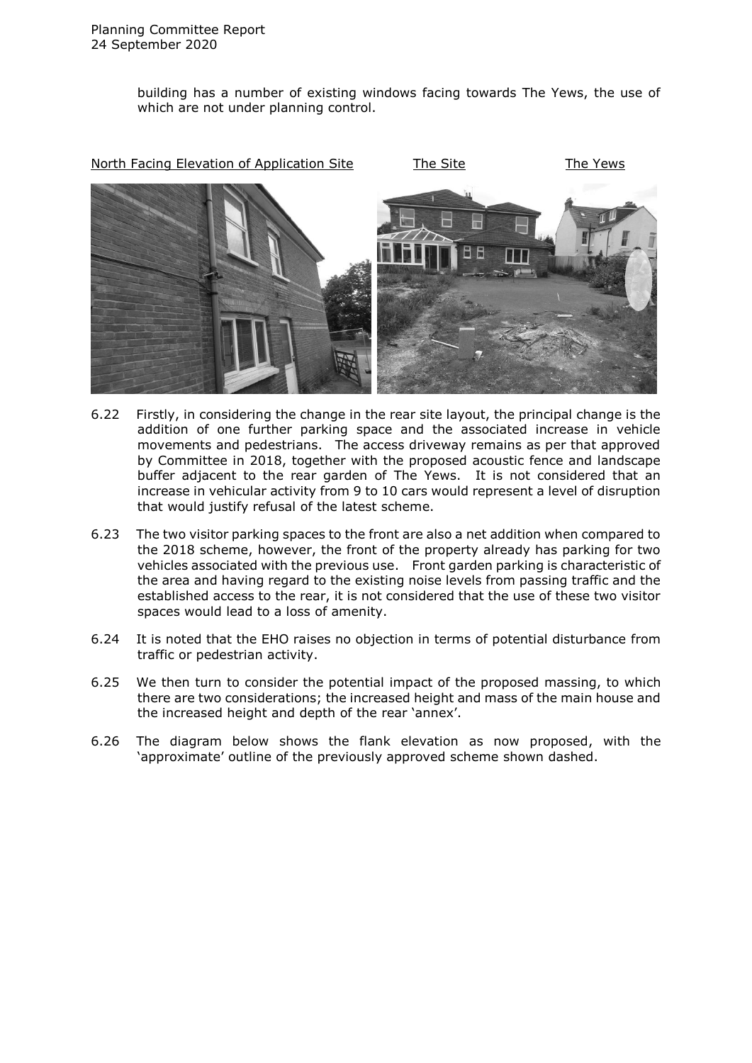building has a number of existing windows facing towards The Yews, the use of which are not under planning control.

North Facing Elevation of Application Site　　The Site　　The Yews

6.22 Firstly, in considering the change in the rear site layout, the principal change is the addition of one further parking space and the associated increase in vehicle movements and pedestrians. The access driveway remains as per that approved by Committee in 2018, together with the proposed acoustic fence and landscape buffer adjacent to the rear garden of The Yews. It is not considered that an increase in vehicular activity from 9 to 10 cars would represent a level of disruption that would justify refusal of the latest scheme.

6.23 The two visitor parking spaces to the front are also a net addition when compared to the 2018 scheme, however, the front of the property already has parking for two vehicles associated with the previous use. Front garden parking is characteristic of the area and having regard to the existing noise levels from passing traffic and the established access to the rear, it is not considered that the use of these two visitor spaces would lead to a loss of amenity.

6.24 It is noted that the EHO raises no objection in terms of potential disturbance from traffic or pedestrian activity.

6.25 We then turn to consider the potential impact of the proposed massing, to which there are two considerations; the increased height and mass of the main house and the increased height and depth of the rear 'annex'.

6.26 The diagram below shows the flank elevation as now proposed, with the 'approximate' outline of the previously approved scheme shown dashed.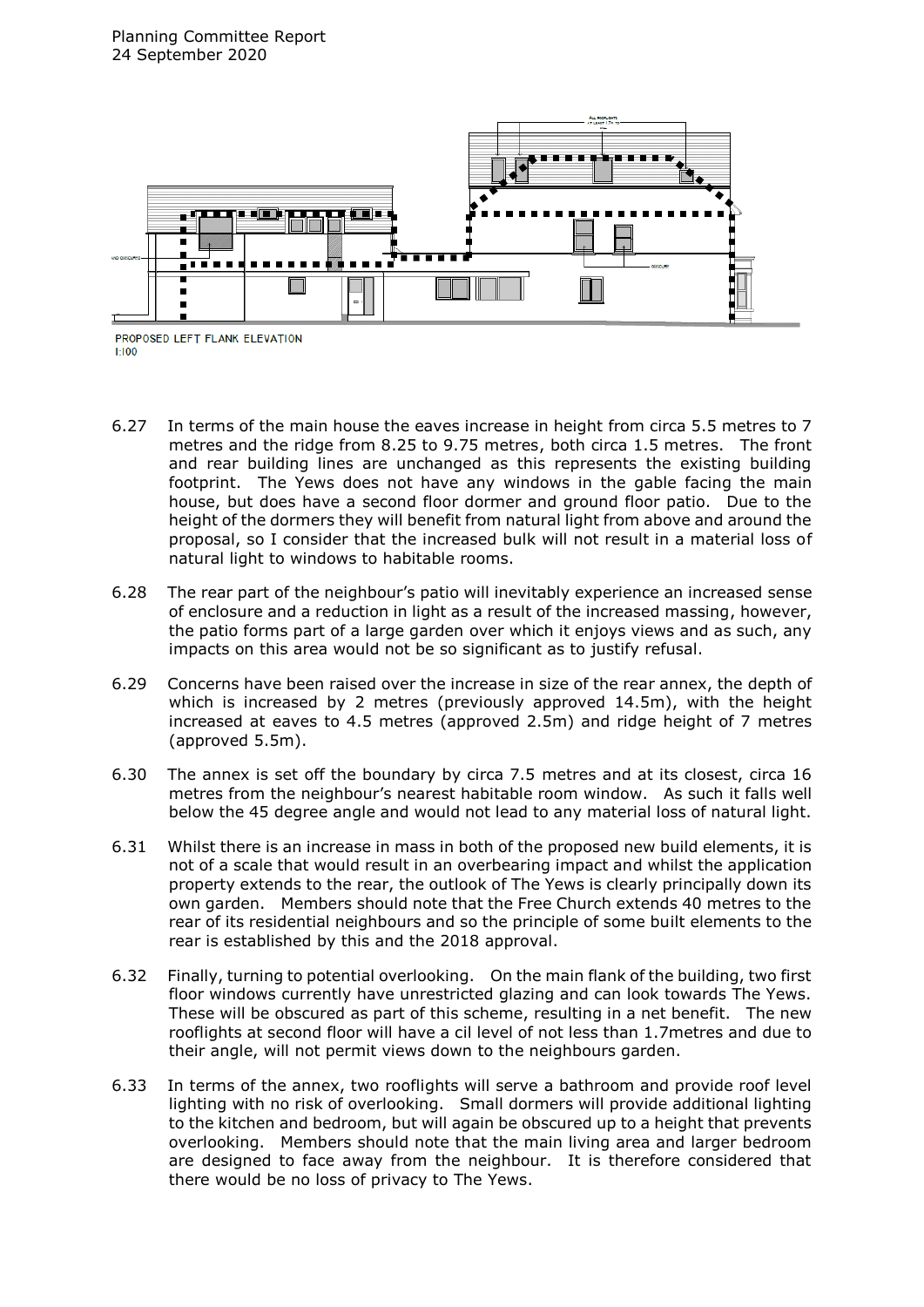PROPOSED LEFT FLANK ELEVATION
1:100

6.27 In terms of the main house the eaves increase in height from circa 5.5 metres to 7 metres and the ridge from 8.25 to 9.75 metres, both circa 1.5 metres. The front and rear building lines are unchanged as this represents the existing building footprint. The Yews does not have any windows in the gable facing the main house, but does have a second floor dormer and ground floor patio. Due to the height of the dormers they will benefit from natural light from above and around the proposal, so I consider that the increased bulk will not result in a material loss of natural light to windows to habitable rooms.

6.28 The rear part of the neighbour's patio will inevitably experience an increased sense of enclosure and a reduction in light as a result of the increased massing, however, the patio forms part of a large garden over which it enjoys views and as such, any impacts on this area would not be so significant as to justify refusal.

6.29 Concerns have been raised over the increase in size of the rear annex, the depth of which is increased by 2 metres (previously approved 14.5m), with the height increased at eaves to 4.5 metres (approved 2.5m) and ridge height of 7 metres (approved 5.5m).

6.30 The annex is set off the boundary by circa 7.5 metres and at its closest, circa 16 metres from the neighbour's nearest habitable room window. As such it falls well below the 45 degree angle and would not lead to any material loss of natural light.

6.31 Whilst there is an increase in mass in both of the proposed new build elements, it is not of a scale that would result in an overbearing impact and whilst the application property extends to the rear, the outlook of The Yews is clearly principally down its own garden. Members should note that the Free Church extends 40 metres to the rear of its residential neighbours and so the principle of some built elements to the rear is established by this and the 2018 approval.

6.32 Finally, turning to potential overlooking. On the main flank of the building, two first floor windows currently have unrestricted glazing and can look towards The Yews. These will be obscured as part of this scheme, resulting in a net benefit. The new rooflights at second floor will have a cil level of not less than 1.7metres and due to their angle, will not permit views down to the neighbours garden.

6.33 In terms of the annex, two rooflights will serve a bathroom and provide roof level lighting with no risk of overlooking. Small dormers will provide additional lighting to the kitchen and bedroom, but will again be obscured up to a height that prevents overlooking. Members should note that the main living area and larger bedroom are designed to face away from the neighbour. It is therefore considered that there would be no loss of privacy to The Yews.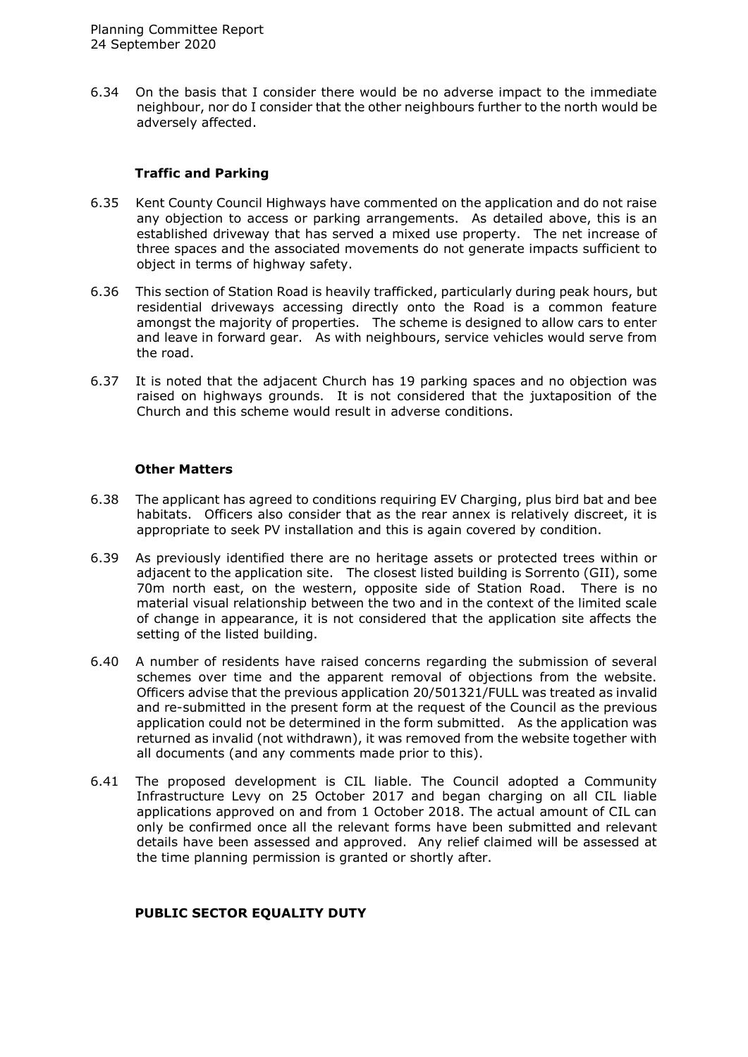6.34 On the basis that I consider there would be no adverse impact to the immediate neighbour, nor do I consider that the other neighbours further to the north would be adversely affected.

### Traffic and Parking

6.35 Kent County Council Highways have commented on the application and do not raise any objection to access or parking arrangements. As detailed above, this is an established driveway that has served a mixed use property. The net increase of three spaces and the associated movements do not generate impacts sufficient to object in terms of highway safety.

6.36 This section of Station Road is heavily trafficked, particularly during peak hours, but residential driveways accessing directly onto the Road is a common feature amongst the majority of properties. The scheme is designed to allow cars to enter and leave in forward gear. As with neighbours, service vehicles would serve from the road.

6.37 It is noted that the adjacent Church has 19 parking spaces and no objection was raised on highways grounds. It is not considered that the juxtaposition of the Church and this scheme would result in adverse conditions.

### Other Matters

6.38 The applicant has agreed to conditions requiring EV Charging, plus bird bat and bee habitats. Officers also consider that as the rear annex is relatively discreet, it is appropriate to seek PV installation and this is again covered by condition.

6.39 As previously identified there are no heritage assets or protected trees within or adjacent to the application site. The closest listed building is Sorrento (GII), some 70m north east, on the western, opposite side of Station Road. There is no material visual relationship between the two and in the context of the limited scale of change in appearance, it is not considered that the application site affects the setting of the listed building.

6.40 A number of residents have raised concerns regarding the submission of several schemes over time and the apparent removal of objections from the website. Officers advise that the previous application 20/501321/FULL was treated as invalid and re-submitted in the present form at the request of the Council as the previous application could not be determined in the form submitted. As the application was returned as invalid (not withdrawn), it was removed from the website together with all documents (and any comments made prior to this).

6.41 The proposed development is CIL liable. The Council adopted a Community Infrastructure Levy on 25 October 2017 and began charging on all CIL liable applications approved on and from 1 October 2018. The actual amount of CIL can only be confirmed once all the relevant forms have been submitted and relevant details have been assessed and approved. Any relief claimed will be assessed at the time planning permission is granted or shortly after.

## PUBLIC SECTOR EQUALITY DUTY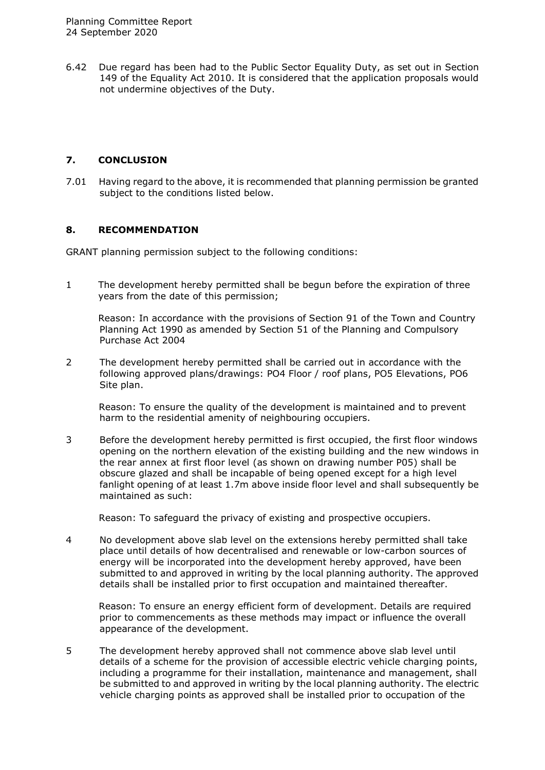6.42 Due regard has been had to the Public Sector Equality Duty, as set out in Section 149 of the Equality Act 2010. It is considered that the application proposals would not undermine objectives of the Duty.

## 7. CONCLUSION

7.01 Having regard to the above, it is recommended that planning permission be granted subject to the conditions listed below.

## 8. RECOMMENDATION

GRANT planning permission subject to the following conditions:

1 The development hereby permitted shall be begun before the expiration of three years from the date of this permission;

Reason: In accordance with the provisions of Section 91 of the Town and Country Planning Act 1990 as amended by Section 51 of the Planning and Compulsory Purchase Act 2004

2 The development hereby permitted shall be carried out in accordance with the following approved plans/drawings: PO4 Floor / roof plans, PO5 Elevations, PO6 Site plan.

Reason: To ensure the quality of the development is maintained and to prevent harm to the residential amenity of neighbouring occupiers.

3 Before the development hereby permitted is first occupied, the first floor windows opening on the northern elevation of the existing building and the new windows in the rear annex at first floor level (as shown on drawing number P05) shall be obscure glazed and shall be incapable of being opened except for a high level fanlight opening of at least 1.7m above inside floor level and shall subsequently be maintained as such:

Reason: To safeguard the privacy of existing and prospective occupiers.

4 No development above slab level on the extensions hereby permitted shall take place until details of how decentralised and renewable or low-carbon sources of energy will be incorporated into the development hereby approved, have been submitted to and approved in writing by the local planning authority. The approved details shall be installed prior to first occupation and maintained thereafter.

Reason: To ensure an energy efficient form of development. Details are required prior to commencements as these methods may impact or influence the overall appearance of the development.

5 The development hereby approved shall not commence above slab level until details of a scheme for the provision of accessible electric vehicle charging points, including a programme for their installation, maintenance and management, shall be submitted to and approved in writing by the local planning authority. The electric vehicle charging points as approved shall be installed prior to occupation of the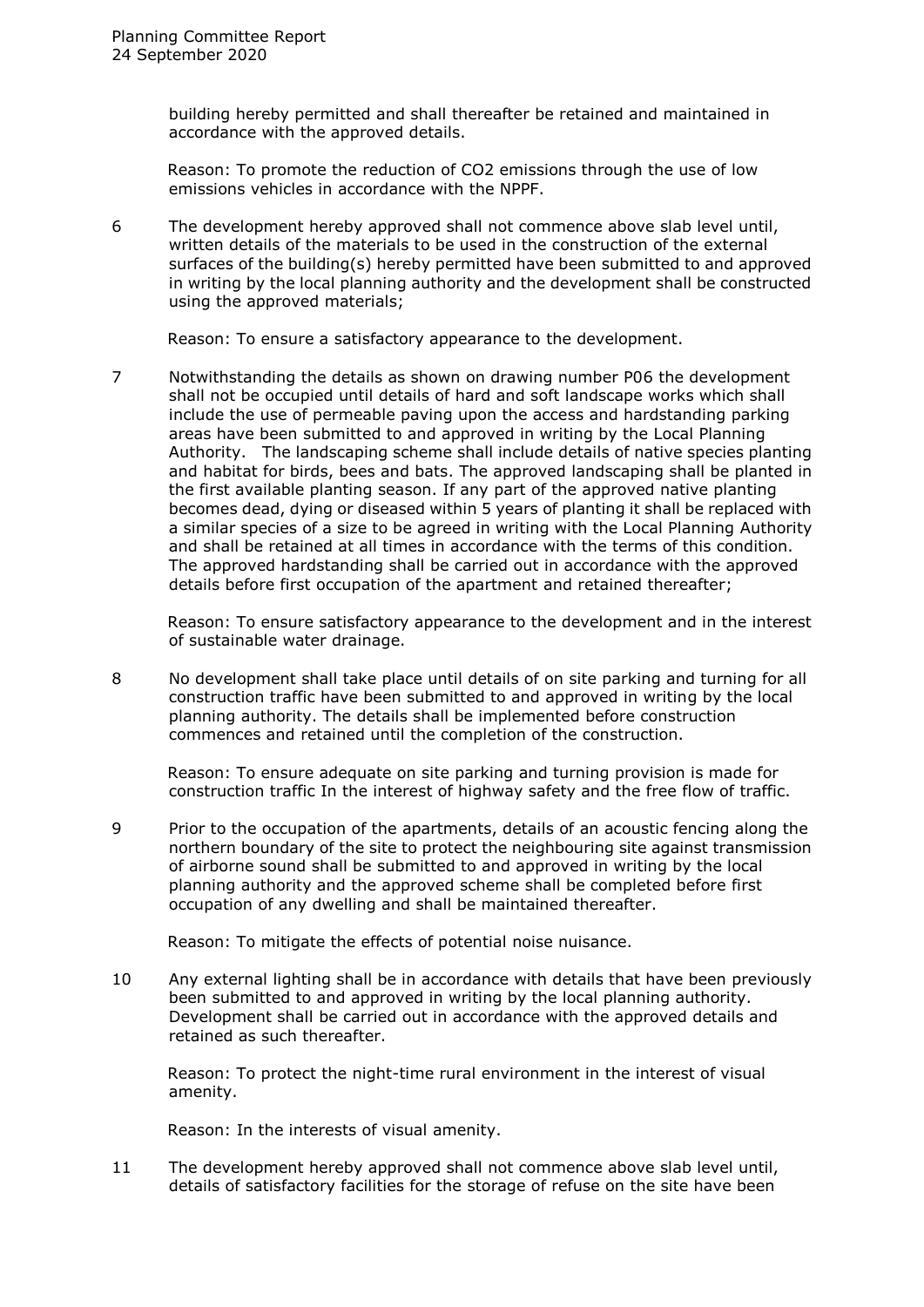building hereby permitted and shall thereafter be retained and maintained in accordance with the approved details.

Reason: To promote the reduction of $CO_2$ emissions through the use of low emissions vehicles in accordance with the NPPF.

6 The development hereby approved shall not commence above slab level until, written details of the materials to be used in the construction of the external surfaces of the building(s) hereby permitted have been submitted to and approved in writing by the local planning authority and the development shall be constructed using the approved materials;

Reason: To ensure a satisfactory appearance to the development.

7 Notwithstanding the details as shown on drawing number P06 the development shall not be occupied until details of hard and soft landscape works which shall include the use of permeable paving upon the access and hardstanding parking areas have been submitted to and approved in writing by the Local Planning Authority. The landscaping scheme shall include details of native species planting and habitat for birds, bees and bats. The approved landscaping shall be planted in the first available planting season. If any part of the approved native planting becomes dead, dying or diseased within 5 years of planting it shall be replaced with a similar species of a size to be agreed in writing with the Local Planning Authority and shall be retained at all times in accordance with the terms of this condition. The approved hardstanding shall be carried out in accordance with the approved details before first occupation of the apartment and retained thereafter;

Reason: To ensure satisfactory appearance to the development and in the interest of sustainable water drainage.

8 No development shall take place until details of on site parking and turning for all construction traffic have been submitted to and approved in writing by the local planning authority. The details shall be implemented before construction commences and retained until the completion of the construction.

Reason: To ensure adequate on site parking and turning provision is made for construction traffic In the interest of highway safety and the free flow of traffic.

9 Prior to the occupation of the apartments, details of an acoustic fencing along the northern boundary of the site to protect the neighbouring site against transmission of airborne sound shall be submitted to and approved in writing by the local planning authority and the approved scheme shall be completed before first occupation of any dwelling and shall be maintained thereafter.

Reason: To mitigate the effects of potential noise nuisance.

10 Any external lighting shall be in accordance with details that have been previously been submitted to and approved in writing by the local planning authority. Development shall be carried out in accordance with the approved details and retained as such thereafter.

Reason: To protect the night-time rural environment in the interest of visual amenity.

Reason: In the interests of visual amenity.

11 The development hereby approved shall not commence above slab level until, details of satisfactory facilities for the storage of refuse on the site have been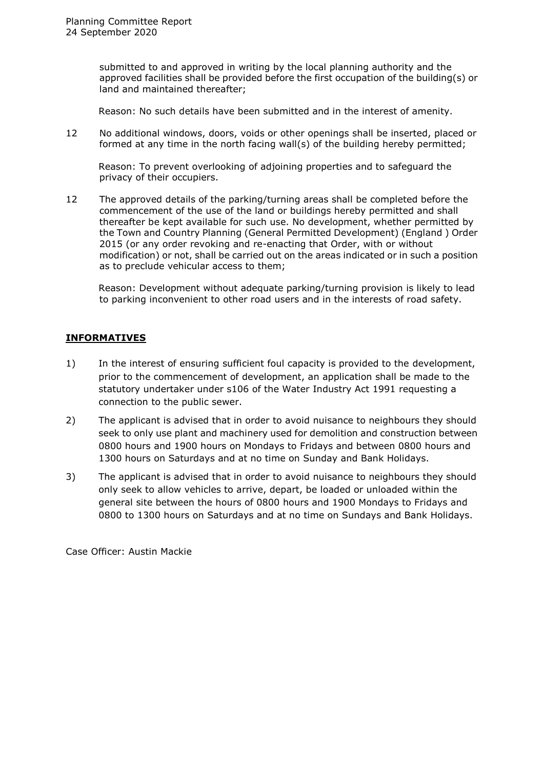submitted to and approved in writing by the local planning authority and the approved facilities shall be provided before the first occupation of the building(s) or land and maintained thereafter;

Reason: No such details have been submitted and in the interest of amenity.

12 No additional windows, doors, voids or other openings shall be inserted, placed or formed at any time in the north facing wall(s) of the building hereby permitted;

Reason: To prevent overlooking of adjoining properties and to safeguard the privacy of their occupiers.

12 The approved details of the parking/turning areas shall be completed before the commencement of the use of the land or buildings hereby permitted and shall thereafter be kept available for such use. No development, whether permitted by the Town and Country Planning (General Permitted Development) (England ) Order 2015 (or any order revoking and re-enacting that Order, with or without modification) or not, shall be carried out on the areas indicated or in such a position as to preclude vehicular access to them;

Reason: Development without adequate parking/turning provision is likely to lead to parking inconvenient to other road users and in the interests of road safety.

## INFORMATIVES

1) In the interest of ensuring sufficient foul capacity is provided to the development, prior to the commencement of development, an application shall be made to the statutory undertaker under s106 of the Water Industry Act 1991 requesting a connection to the public sewer.

2) The applicant is advised that in order to avoid nuisance to neighbours they should seek to only use plant and machinery used for demolition and construction between 0800 hours and 1900 hours on Mondays to Fridays and between 0800 hours and 1300 hours on Saturdays and at no time on Sunday and Bank Holidays.

3) The applicant is advised that in order to avoid nuisance to neighbours they should only seek to allow vehicles to arrive, depart, be loaded or unloaded within the general site between the hours of 0800 hours and 1900 Mondays to Fridays and 0800 to 1300 hours on Saturdays and at no time on Sundays and Bank Holidays.

Case Officer: Austin Mackie